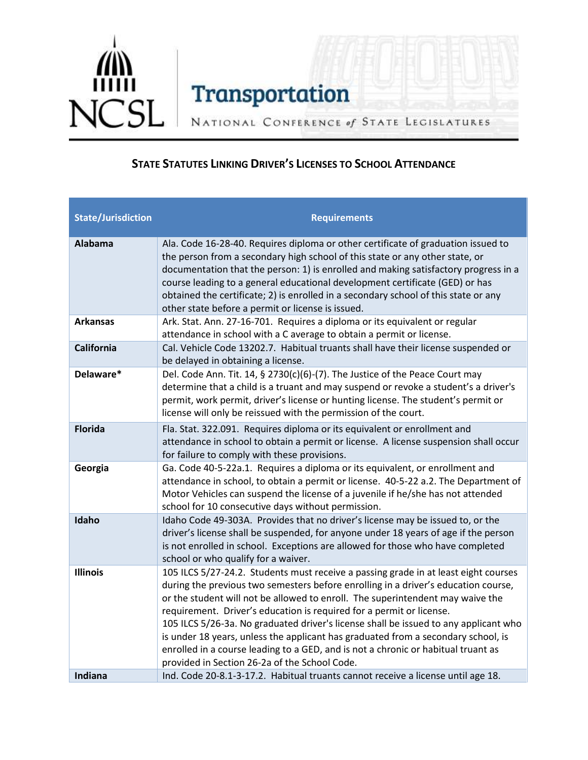# Transportation

NATIONAL CONFERENCE *of* STATE LEGISLATURES

## STATE STATUTES LINKING DRIVER'S LICENSES TO SCHOOL ATTENDANCE

| State/Jurisdiction | Requirements |
|---|---|
| **Alabama** | Ala. Code 16-28-40. Requires diploma or other certificate of graduation issued to the person from a secondary high school of this state or any other state, or documentation that the person: 1) is enrolled and making satisfactory progress in a course leading to a general educational development certificate (GED) or has obtained the certificate; 2) is enrolled in a secondary school of this state or any other state before a permit or license is issued. |
| **Arkansas** | Ark. Stat. Ann. 27-16-701. Requires a diploma or its equivalent or regular attendance in school with a C average to obtain a permit or license. |
| **California** | Cal. Vehicle Code 13202.7. Habitual truants shall have their license suspended or be delayed in obtaining a license. |
| **Delaware*** | Del. Code Ann. Tit. 14, § 2730(c)(6)-(7). The Justice of the Peace Court may determine that a child is a truant and may suspend or revoke a student's a driver's permit, work permit, driver's license or hunting license. The student's permit or license will only be reissued with the permission of the court. |
| **Florida** | Fla. Stat. 322.091. Requires diploma or its equivalent or enrollment and attendance in school to obtain a permit or license. A license suspension shall occur for failure to comply with these provisions. |
| **Georgia** | Ga. Code 40-5-22a.1. Requires a diploma or its equivalent, or enrollment and attendance in school, to obtain a permit or license. 40-5-22 a.2. The Department of Motor Vehicles can suspend the license of a juvenile if he/she has not attended school for 10 consecutive days without permission. |
| **Idaho** | Idaho Code 49-303A. Provides that no driver's license may be issued to, or the driver's license shall be suspended, for anyone under 18 years of age if the person is not enrolled in school. Exceptions are allowed for those who have completed school or who qualify for a waiver. |
| **Illinois** | 105 ILCS 5/27-24.2. Students must receive a passing grade in at least eight courses during the previous two semesters before enrolling in a driver's education course, or the student will not be allowed to enroll. The superintendent may waive the requirement. Driver's education is required for a permit or license.<br>105 ILCS 5/26-3a. No graduated driver's license shall be issued to any applicant who is under 18 years, unless the applicant has graduated from a secondary school, is enrolled in a course leading to a GED, and is not a chronic or habitual truant as provided in Section 26-2a of the School Code. |
| **Indiana** | Ind. Code 20-8.1-3-17.2. Habitual truants cannot receive a license until age 18. |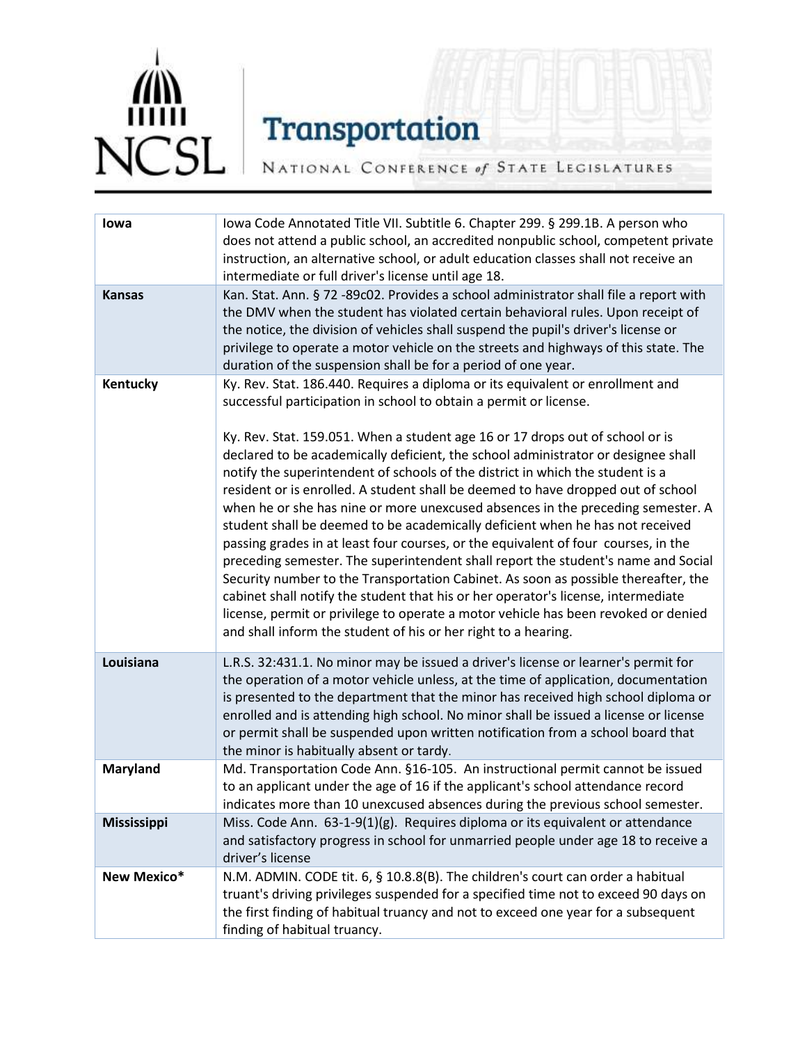| | |
|---|---|
| **Iowa** | Iowa Code Annotated Title VII. Subtitle 6. Chapter 299. § 299.1B. A person who does not attend a public school, an accredited nonpublic school, competent private instruction, an alternative school, or adult education classes shall not receive an intermediate or full driver's license until age 18. |
| **Kansas** | Kan. Stat. Ann. § 72 -89c02. Provides a school administrator shall file a report with the DMV when the student has violated certain behavioral rules. Upon receipt of the notice, the division of vehicles shall suspend the pupil's driver's license or privilege to operate a motor vehicle on the streets and highways of this state. The duration of the suspension shall be for a period of one year. |
| **Kentucky** | Ky. Rev. Stat. 186.440. Requires a diploma or its equivalent or enrollment and successful participation in school to obtain a permit or license.<br><br>Ky. Rev. Stat. 159.051. When a student age 16 or 17 drops out of school or is declared to be academically deficient, the school administrator or designee shall notify the superintendent of schools of the district in which the student is a resident or is enrolled. A student shall be deemed to have dropped out of school when he or she has nine or more unexcused absences in the preceding semester. A student shall be deemed to be academically deficient when he has not received passing grades in at least four courses, or the equivalent of four courses, in the preceding semester. The superintendent shall report the student's name and Social Security number to the Transportation Cabinet. As soon as possible thereafter, the cabinet shall notify the student that his or her operator's license, intermediate license, permit or privilege to operate a motor vehicle has been revoked or denied and shall inform the student of his or her right to a hearing. |
| **Louisiana** | L.R.S. 32:431.1. No minor may be issued a driver's license or learner's permit for the operation of a motor vehicle unless, at the time of application, documentation is presented to the department that the minor has received high school diploma or enrolled and is attending high school. No minor shall be issued a license or license or permit shall be suspended upon written notification from a school board that the minor is habitually absent or tardy. |
| **Maryland** | Md. Transportation Code Ann. §16-105. An instructional permit cannot be issued to an applicant under the age of 16 if the applicant's school attendance record indicates more than 10 unexcused absences during the previous school semester. |
| **Mississippi** | Miss. Code Ann. 63-1-9(1)(g). Requires diploma or its equivalent or attendance and satisfactory progress in school for unmarried people under age 18 to receive a driver's license |
| **New Mexico*** | N.M. ADMIN. CODE tit. 6, § 10.8.8(B). The children's court can order a habitual truant's driving privileges suspended for a specified time not to exceed 90 days on the first finding of habitual truancy and not to exceed one year for a subsequent finding of habitual truancy. |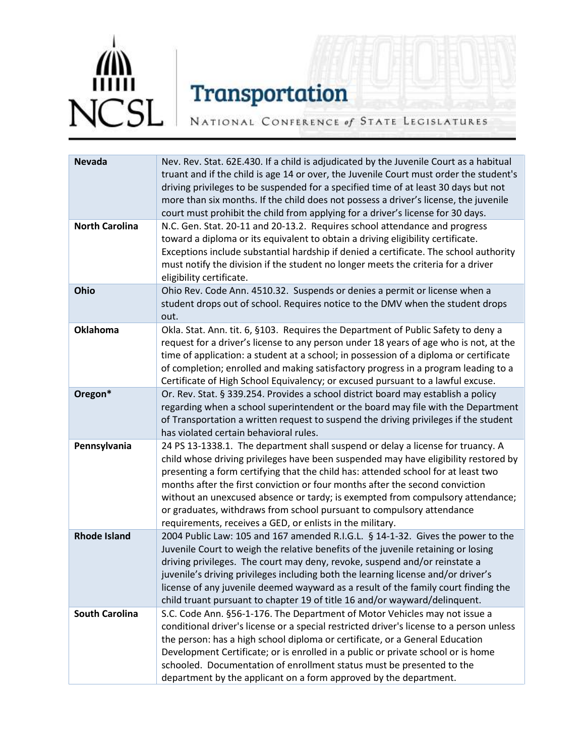| | |
|---|---|
| **Nevada** | Nev. Rev. Stat. 62E.430. If a child is adjudicated by the Juvenile Court as a habitual truant and if the child is age 14 or over, the Juvenile Court must order the student's driving privileges to be suspended for a specified time of at least 30 days but not more than six months. If the child does not possess a driver's license, the juvenile court must prohibit the child from applying for a driver's license for 30 days. |
| **North Carolina** | N.C. Gen. Stat. 20-11 and 20-13.2. Requires school attendance and progress toward a diploma or its equivalent to obtain a driving eligibility certificate. Exceptions include substantial hardship if denied a certificate. The school authority must notify the division if the student no longer meets the criteria for a driver eligibility certificate. |
| **Ohio** | Ohio Rev. Code Ann. 4510.32. Suspends or denies a permit or license when a student drops out of school. Requires notice to the DMV when the student drops out. |
| **Oklahoma** | Okla. Stat. Ann. tit. 6, §103. Requires the Department of Public Safety to deny a request for a driver's license to any person under 18 years of age who is not, at the time of application: a student at a school; in possession of a diploma or certificate of completion; enrolled and making satisfactory progress in a program leading to a Certificate of High School Equivalency; or excused pursuant to a lawful excuse. |
| **Oregon*** | Or. Rev. Stat. § 339.254. Provides a school district board may establish a policy regarding when a school superintendent or the board may file with the Department of Transportation a written request to suspend the driving privileges if the student has violated certain behavioral rules. |
| **Pennsylvania** | 24 PS 13-1338.1. The department shall suspend or delay a license for truancy. A child whose driving privileges have been suspended may have eligibility restored by presenting a form certifying that the child has: attended school for at least two months after the first conviction or four months after the second conviction without an unexcused absence or tardy; is exempted from compulsory attendance; or graduates, withdraws from school pursuant to compulsory attendance requirements, receives a GED, or enlists in the military. |
| **Rhode Island** | 2004 Public Law: 105 and 167 amended R.I.G.L. § 14-1-32. Gives the power to the Juvenile Court to weigh the relative benefits of the juvenile retaining or losing driving privileges. The court may deny, revoke, suspend and/or reinstate a juvenile's driving privileges including both the learning license and/or driver's license of any juvenile deemed wayward as a result of the family court finding the child truant pursuant to chapter 19 of title 16 and/or wayward/delinquent. |
| **South Carolina** | S.C. Code Ann. §56-1-176. The Department of Motor Vehicles may not issue a conditional driver's license or a special restricted driver's license to a person unless the person: has a high school diploma or certificate, or a General Education Development Certificate; or is enrolled in a public or private school or is home schooled. Documentation of enrollment status must be presented to the department by the applicant on a form approved by the department. |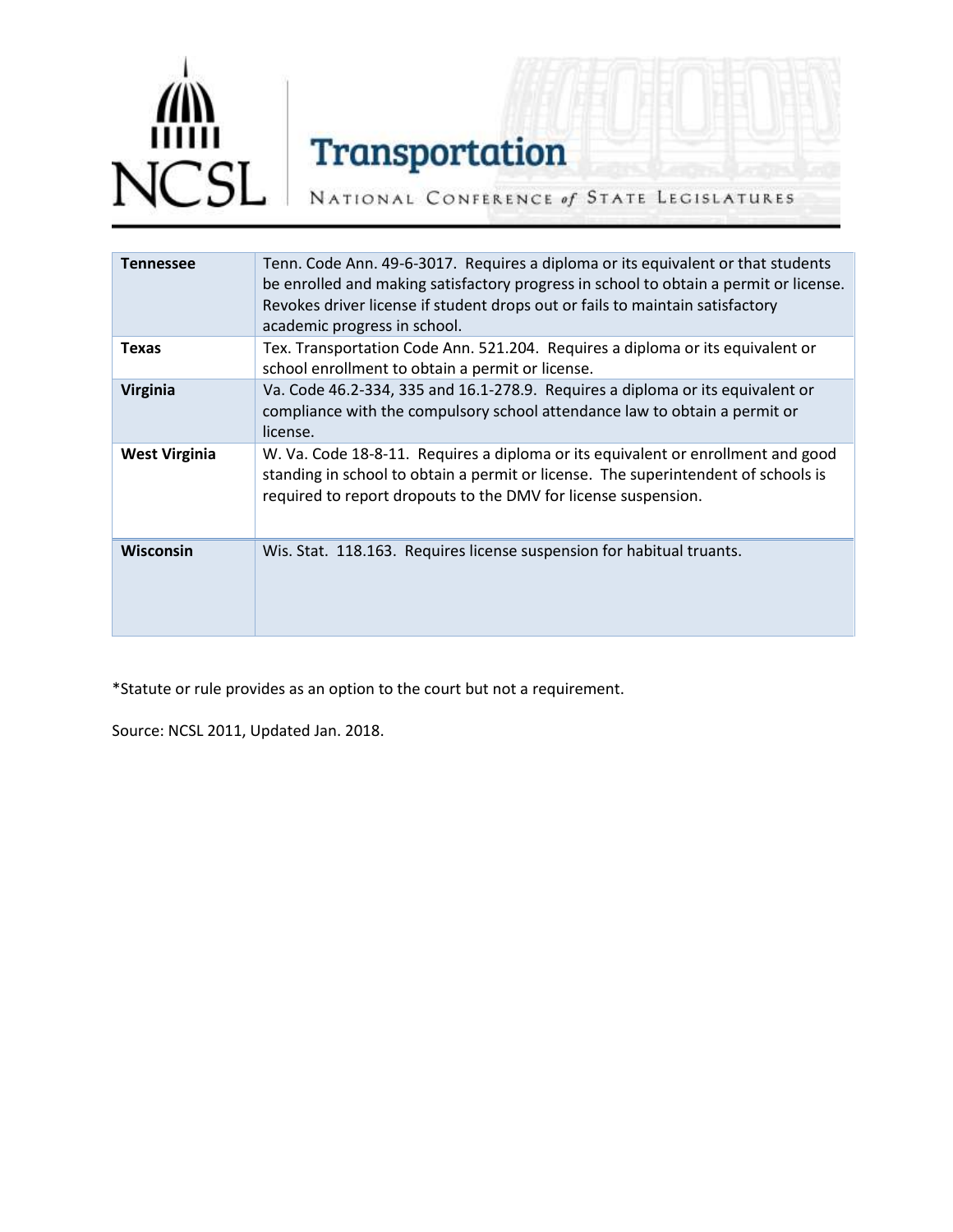| | |
|---|---|
| **Tennessee** | Tenn. Code Ann. 49-6-3017. Requires a diploma or its equivalent or that students be enrolled and making satisfactory progress in school to obtain a permit or license. Revokes driver license if student drops out or fails to maintain satisfactory academic progress in school. |
| **Texas** | Tex. Transportation Code Ann. 521.204. Requires a diploma or its equivalent or school enrollment to obtain a permit or license. |
| **Virginia** | Va. Code 46.2-334, 335 and 16.1-278.9. Requires a diploma or its equivalent or compliance with the compulsory school attendance law to obtain a permit or license. |
| **West Virginia** | W. Va. Code 18-8-11. Requires a diploma or its equivalent or enrollment and good standing in school to obtain a permit or license. The superintendent of schools is required to report dropouts to the DMV for license suspension. |
| **Wisconsin** | Wis. Stat. 118.163. Requires license suspension for habitual truants. |

*Statute or rule provides as an option to the court but not a requirement.

Source: NCSL 2011, Updated Jan. 2018.